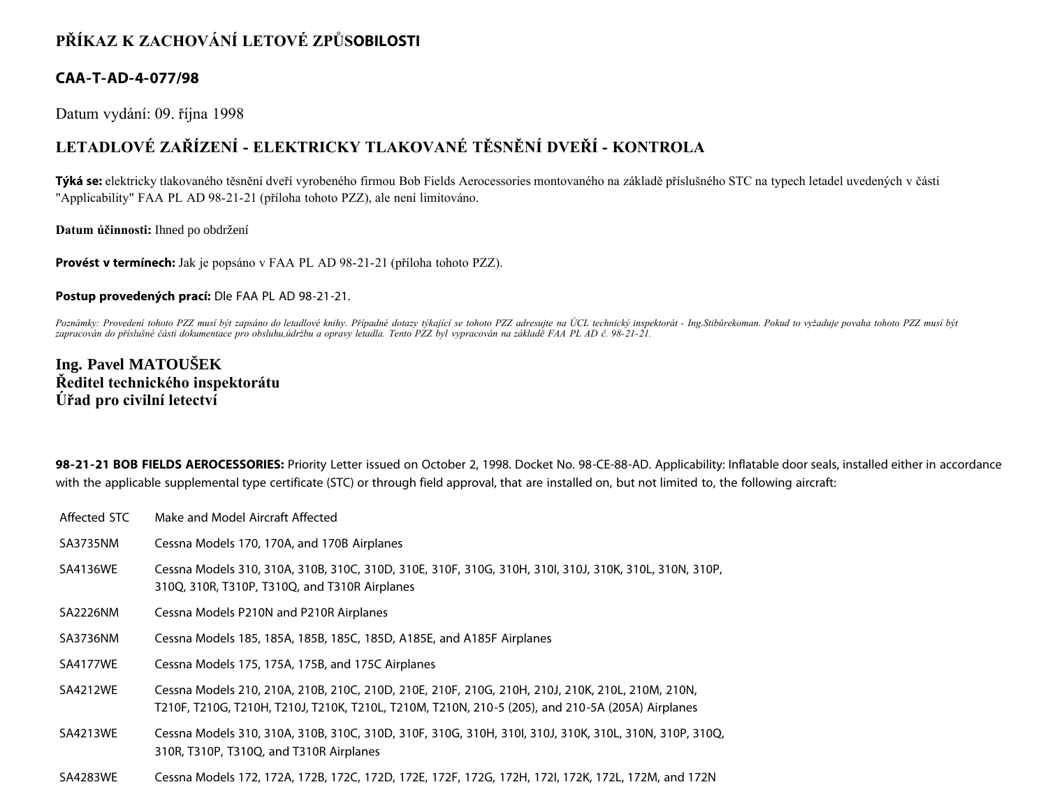# PŘÍKAZ K ZACHOVÁNÍ LETOVÉ ZPŮSOBILOSTI

## CAA-T-AD-4-077/98

Datum vydání: 09. října 1998

## LETADLOVÉ ZAŘÍZENÍ - ELEKTRICKY TLAKOVANÉ TĚSNĚNÍ DVEŘÍ - KONTROLA

**Týká se:** elektricky tlakovaného těsnění dveří vyrobeného firmou Bob Fields Aerocessories montovaného na základě příslušného STC na typech letadel uvedených v části "Applicability" FAA PL AD 98-21-21 (příloha tohoto PZZ), ale není limitováno.

**Datum účinnosti:** Ihned po obdržení

**Provést v termínech:** Jak je popsáno v FAA PL AD 98-21-21 (příloha tohoto PZZ).

**Postup provedených prací:** Dle FAA PL AD 98-21-21.

*Poznámky: Provedení tohoto PZZ musí být zapsáno do letadlové knihy. Případné dotazy týkající se tohoto PZZ adresujte na ÚCL technický inspektorát - Ing.Stibůrekoman. Pokud to vyžaduje povaha tohoto PZZ musí být zapracován do příslušné části dokumentace pro obsluhu,údržbu a opravy letadla. Tento PZZ byl vypracován na základě FAA PL AD č. 98-21-21.*

**Ing. Pavel MATOUŠEK**
**Ředitel technického inspektorátu**
**Úřad pro civilní letectví**

**98-21-21 BOB FIELDS AEROCESSORIES:** Priority Letter issued on October 2, 1998. Docket No. 98-CE-88-AD. Applicability: Inflatable door seals, installed either in accordance with the applicable supplemental type certificate (STC) or through field approval, that are installed on, but not limited to, the following aircraft:

| Affected STC | Make and Model Aircraft Affected |
|---|---|
| SA3735NM | Cessna Models 170, 170A, and 170B Airplanes |
| SA4136WE | Cessna Models 310, 310A, 310B, 310C, 310D, 310E, 310F, 310G, 310H, 310I, 310J, 310K, 310L, 310N, 310P, 310Q, 310R, T310P, T310Q, and T310R Airplanes |
| SA2226NM | Cessna Models P210N and P210R Airplanes |
| SA3736NM | Cessna Models 185, 185A, 185B, 185C, 185D, A185E, and A185F Airplanes |
| SA4177WE | Cessna Models 175, 175A, 175B, and 175C Airplanes |
| SA4212WE | Cessna Models 210, 210A, 210B, 210C, 210D, 210E, 210F, 210G, 210H, 210J, 210K, 210L, 210M, 210N, T210F, T210G, T210H, T210J, T210K, T210L, T210M, T210N, 210-5 (205), and 210-5A (205A) Airplanes |
| SA4213WE | Cessna Models 310, 310A, 310B, 310C, 310D, 310F, 310G, 310H, 310I, 310J, 310K, 310L, 310N, 310P, 310Q, 310R, T310P, T310Q, and T310R Airplanes |
| SA4283WE | Cessna Models 172, 172A, 172B, 172C, 172D, 172E, 172F, 172G, 172H, 172I, 172K, 172L, 172M, and 172N |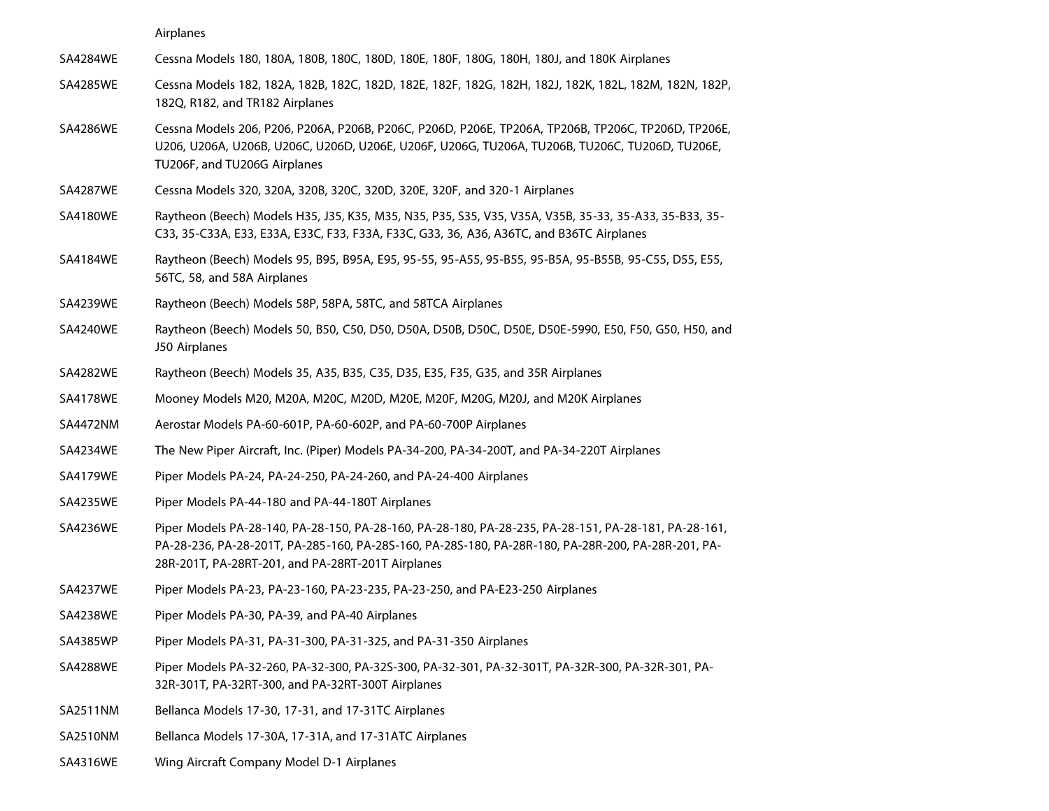| | |
|---|---|
| | Airplanes |
| SA4284WE | Cessna Models 180, 180A, 180B, 180C, 180D, 180E, 180F, 180G, 180H, 180J, and 180K Airplanes |
| SA4285WE | Cessna Models 182, 182A, 182B, 182C, 182D, 182E, 182F, 182G, 182H, 182J, 182K, 182L, 182M, 182N, 182P, 182Q, R182, and TR182 Airplanes |
| SA4286WE | Cessna Models 206, P206, P206A, P206B, P206C, P206D, P206E, TP206A, TP206B, TP206C, TP206D, TP206E, U206, U206A, U206B, U206C, U206D, U206E, U206F, U206G, TU206A, TU206B, TU206C, TU206D, TU206E, TU206F, and TU206G Airplanes |
| SA4287WE | Cessna Models 320, 320A, 320B, 320C, 320D, 320E, 320F, and 320-1 Airplanes |
| SA4180WE | Raytheon (Beech) Models H35, J35, K35, M35, N35, P35, S35, V35, V35A, V35B, 35-33, 35-A33, 35-B33, 35-C33, 35-C33A, E33, E33A, E33C, F33, F33A, F33C, G33, 36, A36, A36TC, and B36TC Airplanes |
| SA4184WE | Raytheon (Beech) Models 95, B95, B95A, E95, 95-55, 95-A55, 95-B55, 95-B5A, 95-B55B, 95-C55, D55, E55, 56TC, 58, and 58A Airplanes |
| SA4239WE | Raytheon (Beech) Models 58P, 58PA, 58TC, and 58TCA Airplanes |
| SA4240WE | Raytheon (Beech) Models 50, B50, C50, D50, D50A, D50B, D50C, D50E, D50E-5990, E50, F50, G50, H50, and J50 Airplanes |
| SA4282WE | Raytheon (Beech) Models 35, A35, B35, C35, D35, E35, F35, G35, and 35R Airplanes |
| SA4178WE | Mooney Models M20, M20A, M20C, M20D, M20E, M20F, M20G, M20J, and M20K Airplanes |
| SA4472NM | Aerostar Models PA-60-601P, PA-60-602P, and PA-60-700P Airplanes |
| SA4234WE | The New Piper Aircraft, Inc. (Piper) Models PA-34-200, PA-34-200T, and PA-34-220T Airplanes |
| SA4179WE | Piper Models PA-24, PA-24-250, PA-24-260, and PA-24-400 Airplanes |
| SA4235WE | Piper Models PA-44-180 and PA-44-180T Airplanes |
| SA4236WE | Piper Models PA-28-140, PA-28-150, PA-28-160, PA-28-180, PA-28-235, PA-28-151, PA-28-181, PA-28-161, PA-28-236, PA-28-201T, PA-285-160, PA-28S-160, PA-28S-180, PA-28R-180, PA-28R-200, PA-28R-201, PA-28R-201T, PA-28RT-201, and PA-28RT-201T Airplanes |
| SA4237WE | Piper Models PA-23, PA-23-160, PA-23-235, PA-23-250, and PA-E23-250 Airplanes |
| SA4238WE | Piper Models PA-30, PA-39, and PA-40 Airplanes |
| SA4385WP | Piper Models PA-31, PA-31-300, PA-31-325, and PA-31-350 Airplanes |
| SA4288WE | Piper Models PA-32-260, PA-32-300, PA-32S-300, PA-32-301, PA-32-301T, PA-32R-300, PA-32R-301, PA-32R-301T, PA-32RT-300, and PA-32RT-300T Airplanes |
| SA2511NM | Bellanca Models 17-30, 17-31, and 17-31TC Airplanes |
| SA2510NM | Bellanca Models 17-30A, 17-31A, and 17-31ATC Airplanes |
| SA4316WE | Wing Aircraft Company Model D-1 Airplanes |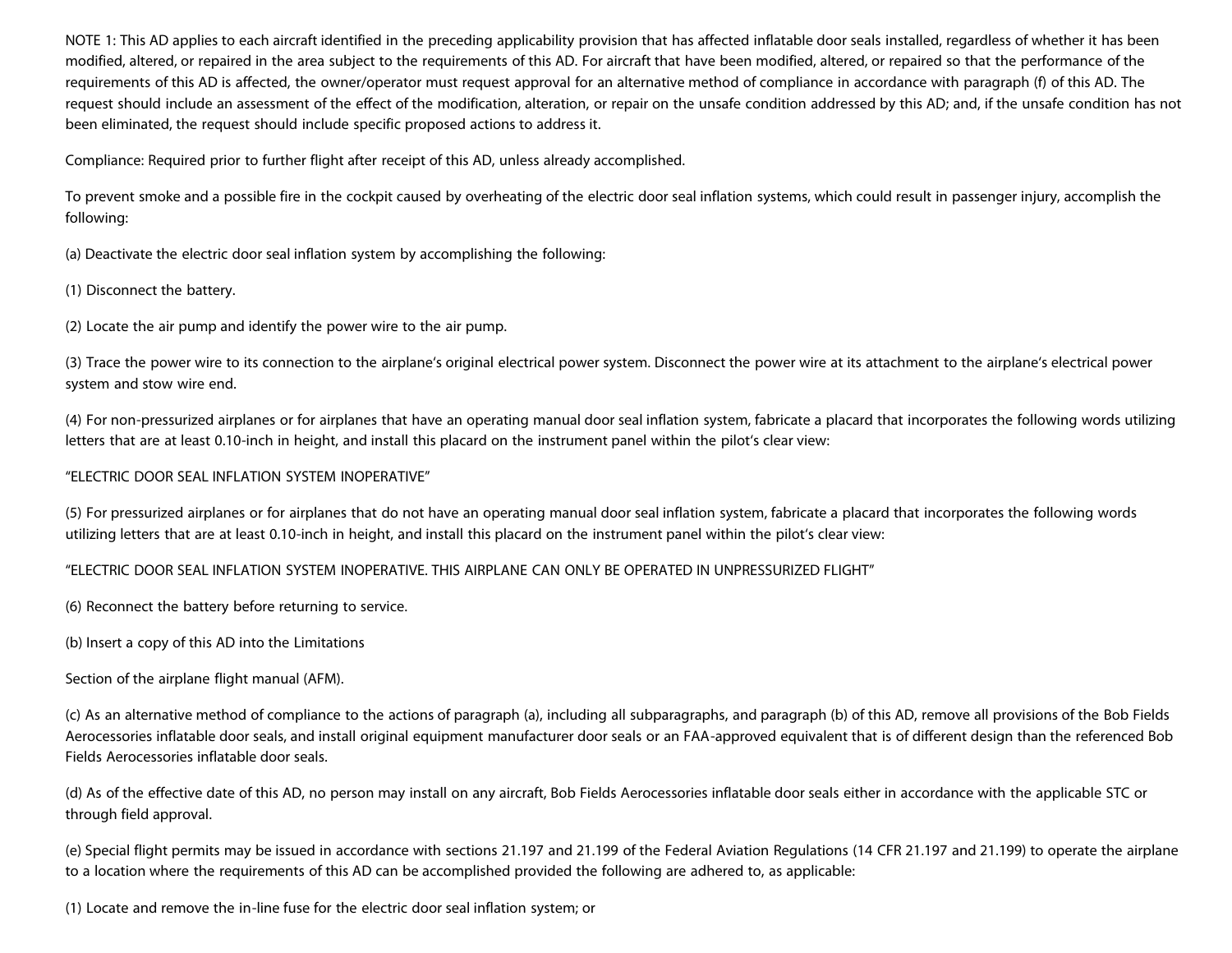NOTE 1: This AD applies to each aircraft identified in the preceding applicability provision that has affected inflatable door seals installed, regardless of whether it has been modified, altered, or repaired in the area subject to the requirements of this AD. For aircraft that have been modified, altered, or repaired so that the performance of the requirements of this AD is affected, the owner/operator must request approval for an alternative method of compliance in accordance with paragraph (f) of this AD. The request should include an assessment of the effect of the modification, alteration, or repair on the unsafe condition addressed by this AD; and, if the unsafe condition has not been eliminated, the request should include specific proposed actions to address it.

Compliance: Required prior to further flight after receipt of this AD, unless already accomplished.

To prevent smoke and a possible fire in the cockpit caused by overheating of the electric door seal inflation systems, which could result in passenger injury, accomplish the following:

(a) Deactivate the electric door seal inflation system by accomplishing the following:

(1) Disconnect the battery.

(2) Locate the air pump and identify the power wire to the air pump.

(3) Trace the power wire to its connection to the airplane's original electrical power system. Disconnect the power wire at its attachment to the airplane's electrical power system and stow wire end.

(4) For non-pressurized airplanes or for airplanes that have an operating manual door seal inflation system, fabricate a placard that incorporates the following words utilizing letters that are at least 0.10-inch in height, and install this placard on the instrument panel within the pilot's clear view:

"ELECTRIC DOOR SEAL INFLATION SYSTEM INOPERATIVE"

(5) For pressurized airplanes or for airplanes that do not have an operating manual door seal inflation system, fabricate a placard that incorporates the following words utilizing letters that are at least 0.10-inch in height, and install this placard on the instrument panel within the pilot's clear view:

"ELECTRIC DOOR SEAL INFLATION SYSTEM INOPERATIVE. THIS AIRPLANE CAN ONLY BE OPERATED IN UNPRESSURIZED FLIGHT"

(6) Reconnect the battery before returning to service.

(b) Insert a copy of this AD into the Limitations

Section of the airplane flight manual (AFM).

(c) As an alternative method of compliance to the actions of paragraph (a), including all subparagraphs, and paragraph (b) of this AD, remove all provisions of the Bob Fields Aerocessories inflatable door seals, and install original equipment manufacturer door seals or an FAA-approved equivalent that is of different design than the referenced Bob Fields Aerocessories inflatable door seals.

(d) As of the effective date of this AD, no person may install on any aircraft, Bob Fields Aerocessories inflatable door seals either in accordance with the applicable STC or through field approval.

(e) Special flight permits may be issued in accordance with sections 21.197 and 21.199 of the Federal Aviation Regulations (14 CFR 21.197 and 21.199) to operate the airplane to a location where the requirements of this AD can be accomplished provided the following are adhered to, as applicable:

(1) Locate and remove the in-line fuse for the electric door seal inflation system; or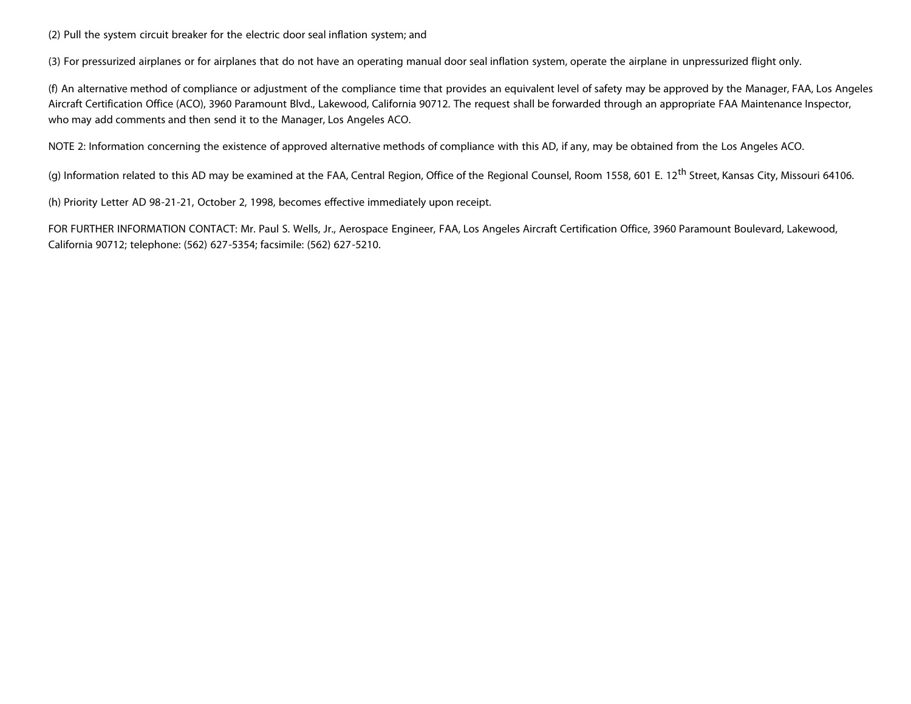(2) Pull the system circuit breaker for the electric door seal inflation system; and

(3) For pressurized airplanes or for airplanes that do not have an operating manual door seal inflation system, operate the airplane in unpressurized flight only.

(f) An alternative method of compliance or adjustment of the compliance time that provides an equivalent level of safety may be approved by the Manager, FAA, Los Angeles Aircraft Certification Office (ACO), 3960 Paramount Blvd., Lakewood, California 90712. The request shall be forwarded through an appropriate FAA Maintenance Inspector, who may add comments and then send it to the Manager, Los Angeles ACO.

NOTE 2: Information concerning the existence of approved alternative methods of compliance with this AD, if any, may be obtained from the Los Angeles ACO.

(g) Information related to this AD may be examined at the FAA, Central Region, Office of the Regional Counsel, Room 1558, 601 E. 12th Street, Kansas City, Missouri 64106.

(h) Priority Letter AD 98-21-21, October 2, 1998, becomes effective immediately upon receipt.

FOR FURTHER INFORMATION CONTACT: Mr. Paul S. Wells, Jr., Aerospace Engineer, FAA, Los Angeles Aircraft Certification Office, 3960 Paramount Boulevard, Lakewood, California 90712; telephone: (562) 627-5354; facsimile: (562) 627-5210.